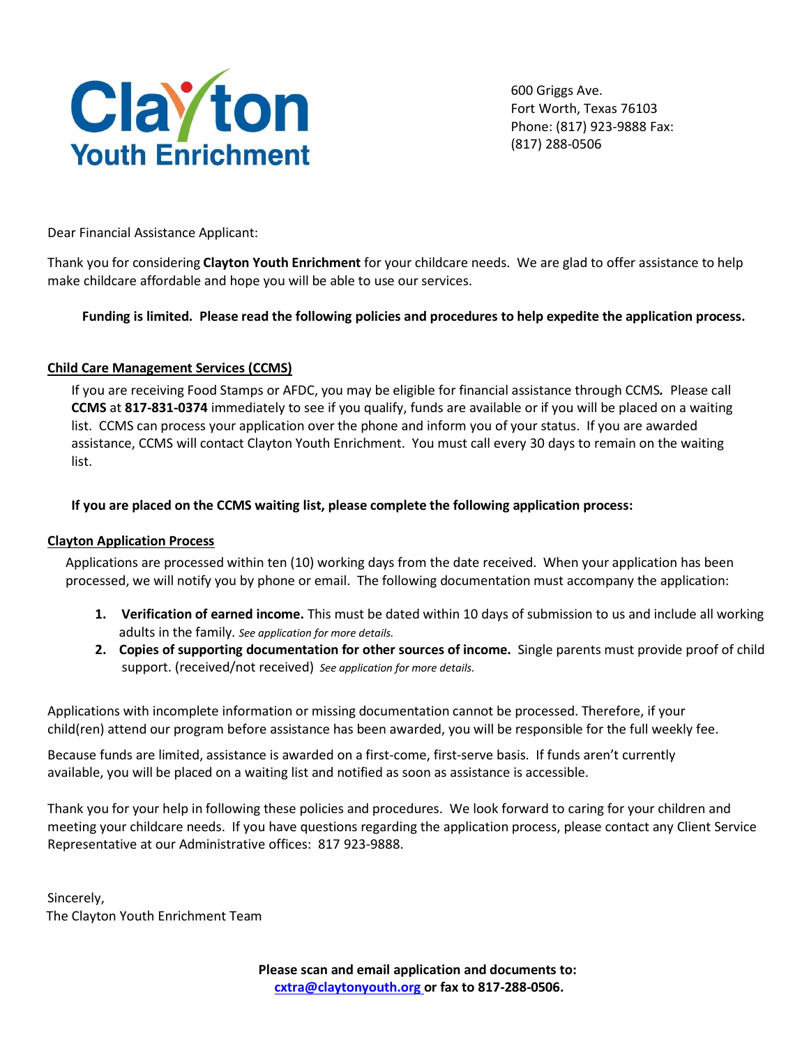**Clayton Youth Enrichment**

600 Griggs Ave.
Fort Worth, Texas 76103
Phone: (817) 923-9888 Fax: (817) 288-0506

Dear Financial Assistance Applicant:

Thank you for considering **Clayton Youth Enrichment** for your childcare needs. We are glad to offer assistance to help make childcare affordable and hope you will be able to use our services.

**Funding is limited. Please read the following policies and procedures to help expedite the application process.**

## Child Care Management Services (CCMS)

If you are receiving Food Stamps or AFDC, you may be eligible for financial assistance through CCMS. Please call **CCMS** at **817-831-0374** immediately to see if you qualify, funds are available or if you will be placed on a waiting list. CCMS can process your application over the phone and inform you of your status. If you are awarded assistance, CCMS will contact Clayton Youth Enrichment. You must call every 30 days to remain on the waiting list.

**If you are placed on the CCMS waiting list, please complete the following application process:**

## Clayton Application Process

Applications are processed within ten (10) working days from the date received. When your application has been processed, we will notify you by phone or email. The following documentation must accompany the application:

1. **Verification of earned income.** This must be dated within 10 days of submission to us and include all working adults in the family. *See application for more details.*
2. **Copies of supporting documentation for other sources of income.** Single parents must provide proof of child support. (received/not received) *See application for more details.*

Applications with incomplete information or missing documentation cannot be processed. Therefore, if your child(ren) attend our program before assistance has been awarded, you will be responsible for the full weekly fee.

Because funds are limited, assistance is awarded on a first-come, first-serve basis. If funds aren't currently available, you will be placed on a waiting list and notified as soon as assistance is accessible.

Thank you for your help in following these policies and procedures. We look forward to caring for your children and meeting your childcare needs. If you have questions regarding the application process, please contact any Client Service Representative at our Administrative offices: 817 923-9888.

Sincerely,
The Clayton Youth Enrichment Team

**Please scan and email application and documents to: cxtra@claytonyouth.org or fax to 817-288-0506.**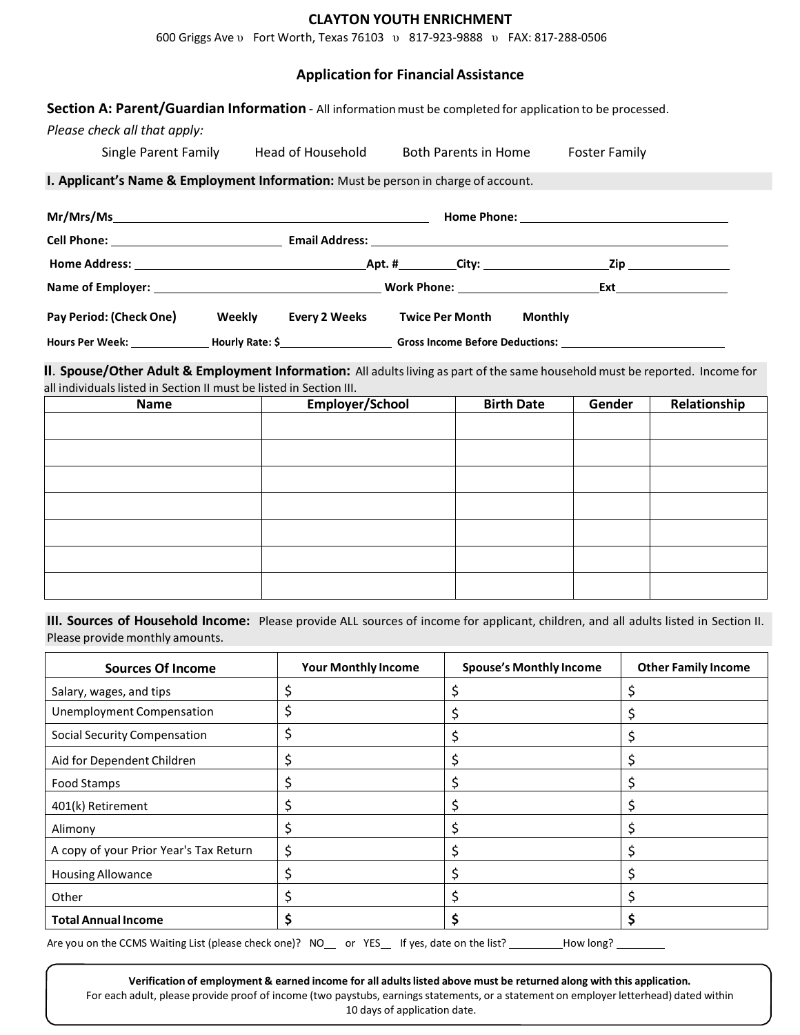**CLAYTON YOUTH ENRICHMENT**

600 Griggs Ave υ Fort Worth, Texas 76103 υ 817-923-9888 υ FAX: 817-288-0506

## Application for Financial Assistance

**Section A: Parent/Guardian Information** - All information must be completed for application to be processed.

*Please check all that apply:*

Single Parent Family  Head of Household  Both Parents in Home  Foster Family

### I. Applicant's Name & Employment Information: Must be person in charge of account.

**Mr/Mrs/Ms**\_\_\_\_\_\_\_\_\_\_\_\_\_\_\_\_\_\_\_\_\_\_\_\_\_\_\_\_\_\_\_\_ **Home Phone:** \_\_\_\_\_\_\_\_\_\_\_\_\_\_\_\_\_\_\_\_

**Cell Phone:** \_\_\_\_\_\_\_\_\_\_\_\_\_\_\_\_\_\_ **Email Address:** \_\_\_\_\_\_\_\_\_\_\_\_\_\_\_\_\_\_\_\_\_\_\_\_\_\_\_\_\_\_\_\_\_\_

**Home Address:** \_\_\_\_\_\_\_\_\_\_\_\_\_\_\_\_\_\_\_\_\_\_\_\_\_\_ **Apt. #**\_\_\_\_\_\_ **City:** \_\_\_\_\_\_\_\_\_\_\_\_\_\_\_\_ **Zip** \_\_\_\_\_\_\_\_\_\_\_\_

**Name of Employer:** \_\_\_\_\_\_\_\_\_\_\_\_\_\_\_\_\_\_\_\_\_\_\_\_\_\_ **Work Phone:** \_\_\_\_\_\_\_\_\_\_\_\_\_\_\_\_\_\_ **Ext**\_\_\_\_\_\_\_\_\_\_\_\_

**Pay Period: (Check One)** **Weekly** **Every 2 Weeks** **Twice Per Month** **Monthly**

**Hours Per Week:** \_\_\_\_\_\_\_\_\_\_ **Hourly Rate: $**\_\_\_\_\_\_\_\_\_\_\_\_\_\_ **Gross Income Before Deductions:** \_\_\_\_\_\_\_\_\_\_\_\_\_\_\_\_\_\_\_\_

### II. Spouse/Other Adult & Employment Information: All adults living as part of the same household must be reported. Income for all individuals listed in Section II must be listed in Section III.

| Name | Employer/School | Birth Date | Gender | Relationship |
|---|---|---|---|---|
| | | | | |
| | | | | |
| | | | | |
| | | | | |
| | | | | |
| | | | | |
| | | | | |

### III. Sources of Household Income: Please provide ALL sources of income for applicant, children, and all adults listed in Section II. Please provide monthly amounts.

| Sources Of Income | Your Monthly Income | Spouse's Monthly Income | Other Family Income |
|---|---|---|---|
| Salary, wages, and tips | $ | $ | $ |
| Unemployment Compensation | $ | $ | $ |
| Social Security Compensation | $ | $ | $ |
| Aid for Dependent Children | $ | $ | $ |
| Food Stamps | $ | $ | $ |
| 401(k) Retirement | $ | $ | $ |
| Alimony | $ | $ | $ |
| A copy of your Prior Year's Tax Return | $ | $ | $ |
| Housing Allowance | $ | $ | $ |
| Other | $ | $ | $ |
| **Total Annual Income** | **$** | **$** | **$** |

Are you on the CCMS Waiting List (please check one)? NO\_\_ or YES\_\_ If yes, date on the list? \_\_\_\_\_\_\_\_\_How long? \_\_\_\_\_\_\_\_\_

**Verification of employment & earned income for all adults listed above must be returned along with this application.**
For each adult, please provide proof of income (two paystubs, earnings statements, or a statement on employer letterhead) dated within 10 days of application date.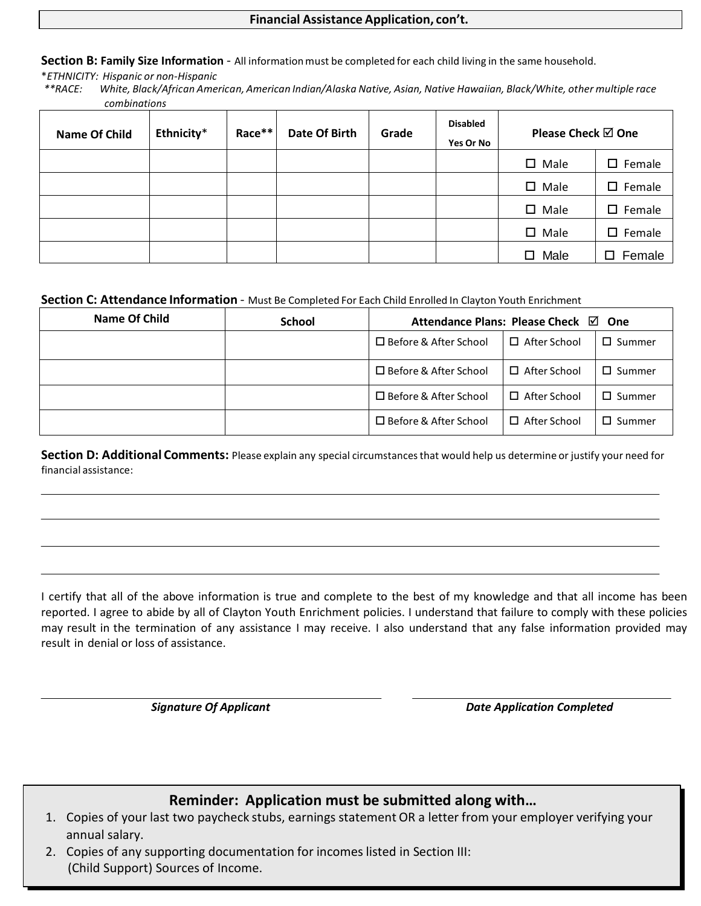**Financial Assistance Application, con't.**

**Section B: Family Size Information** - All information must be completed for each child living in the same household.

**ETHNICITY:* *Hispanic or non-Hispanic*

***RACE:* *White, Black/African American, American Indian/Alaska Native, Asian, Native Hawaiian, Black/White, other multiple race combinations*

| Name Of Child | Ethnicity* | Race** | Date Of Birth | Grade | Disabled Yes Or No | Please Check ☑ One | |
|---|---|---|---|---|---|---|---|
| | | | | | | ☐ Male | ☐ Female |
| | | | | | | ☐ Male | ☐ Female |
| | | | | | | ☐ Male | ☐ Female |
| | | | | | | ☐ Male | ☐ Female |
| | | | | | | ☐ Male | ☐ Female |

**Section C: Attendance Information** - Must Be Completed For Each Child Enrolled In Clayton Youth Enrichment

| Name Of Child | School | Attendance Plans: Please Check ☑ One | | |
|---|---|---|---|---|
| | | ☐ Before & After School | ☐ After School | ☐ Summer |
| | | ☐ Before & After School | ☐ After School | ☐ Summer |
| | | ☐ Before & After School | ☐ After School | ☐ Summer |
| | | ☐ Before & After School | ☐ After School | ☐ Summer |

**Section D: Additional Comments:** Please explain any special circumstances that would help us determine or justify your need for financial assistance:

\_\_\_\_\_\_\_\_\_\_\_\_\_\_\_\_\_\_\_\_\_\_\_\_\_\_\_\_\_\_\_\_\_\_\_\_\_\_\_\_\_\_\_\_\_\_\_\_\_\_\_\_\_\_\_\_\_\_\_\_

\_\_\_\_\_\_\_\_\_\_\_\_\_\_\_\_\_\_\_\_\_\_\_\_\_\_\_\_\_\_\_\_\_\_\_\_\_\_\_\_\_\_\_\_\_\_\_\_\_\_\_\_\_\_\_\_\_\_\_\_

\_\_\_\_\_\_\_\_\_\_\_\_\_\_\_\_\_\_\_\_\_\_\_\_\_\_\_\_\_\_\_\_\_\_\_\_\_\_\_\_\_\_\_\_\_\_\_\_\_\_\_\_\_\_\_\_\_\_\_\_

\_\_\_\_\_\_\_\_\_\_\_\_\_\_\_\_\_\_\_\_\_\_\_\_\_\_\_\_\_\_\_\_\_\_\_\_\_\_\_\_\_\_\_\_\_\_\_\_\_\_\_\_\_\_\_\_\_\_\_\_

I certify that all of the above information is true and complete to the best of my knowledge and that all income has been reported. I agree to abide by all of Clayton Youth Enrichment policies. I understand that failure to comply with these policies may result in the termination of any assistance I may receive. I also understand that any false information provided may result in denial or loss of assistance.

\_\_\_\_\_\_\_\_\_\_\_\_\_\_\_\_\_\_\_\_\_\_\_\_\_\_\_\_\_\_\_\_ \_\_\_\_\_\_\_\_\_\_\_\_\_\_\_\_\_\_\_\_\_\_\_\_\_\_\_\_\_\_\_\_

***Signature Of Applicant*** ***Date Application Completed***

**Reminder: Application must be submitted along with…**

1. Copies of your last two paycheck stubs, earnings statement OR a letter from your employer verifying your annual salary.
2. Copies of any supporting documentation for incomes listed in Section III: (Child Support) Sources of Income.